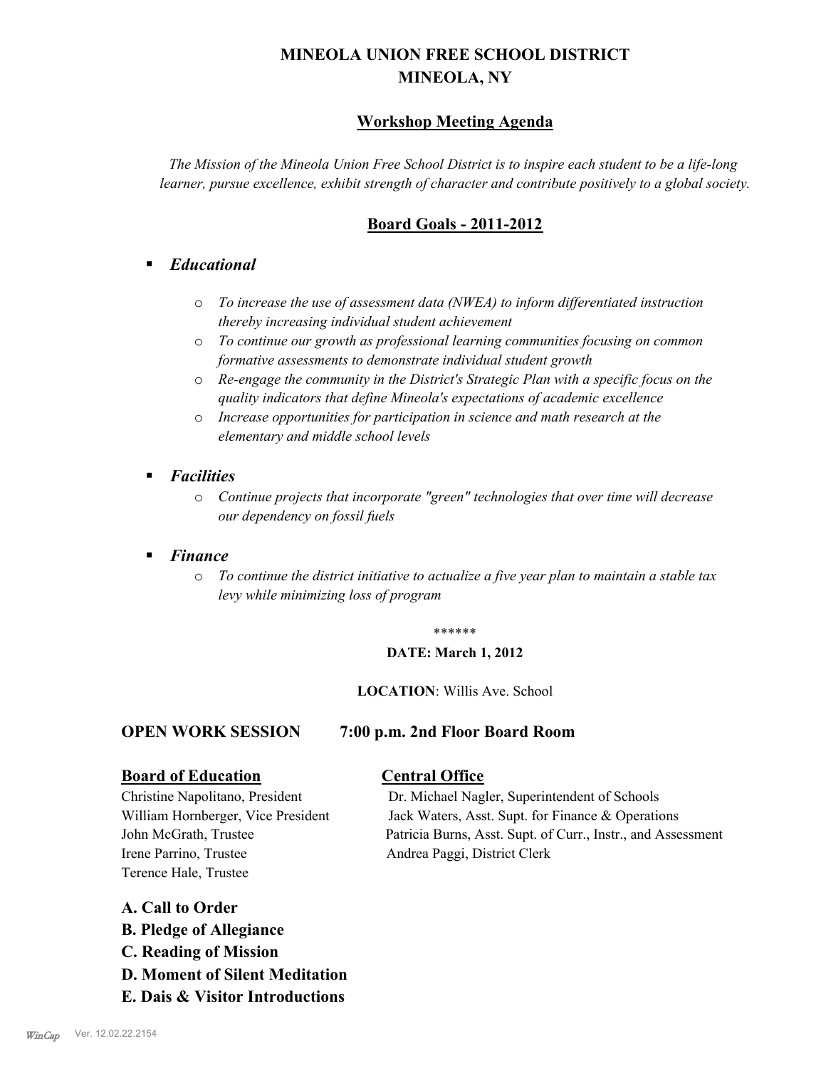# MINEOLA UNION FREE SCHOOL DISTRICT
# MINEOLA, NY

## Workshop Meeting Agenda

*The Mission of the Mineola Union Free School District is to inspire each student to be a life-long learner, pursue excellence, exhibit strength of character and contribute positively to a global society.*

## Board Goals - 2011-2012

- ***Educational***
  - *To increase the use of assessment data (NWEA) to inform differentiated instruction thereby increasing individual student achievement*
  - *To continue our growth as professional learning communities focusing on common formative assessments to demonstrate individual student growth*
  - *Re-engage the community in the District's Strategic Plan with a specific focus on the quality indicators that define Mineola's expectations of academic excellence*
  - *Increase opportunities for participation in science and math research at the elementary and middle school levels*
- ***Facilities***
  - *Continue projects that incorporate "green" technologies that over time will decrease our dependency on fossil fuels*
- ***Finance***
  - *To continue the district initiative to actualize a five year plan to maintain a stable tax levy while minimizing loss of program*

******

**DATE: March 1, 2012**

**LOCATION**: Willis Ave. School

**OPEN WORK SESSION 7:00 p.m. 2nd Floor Board Room**

**Board of Education**

Christine Napolitano, President
William Hornberger, Vice President
John McGrath, Trustee
Irene Parrino, Trustee
Terence Hale, Trustee

**Central Office**

Dr. Michael Nagler, Superintendent of Schools
Jack Waters, Asst. Supt. for Finance & Operations
Patricia Burns, Asst. Supt. of Curr., Instr., and Assessment
Andrea Paggi, District Clerk

**A. Call to Order**
**B. Pledge of Allegiance**
**C. Reading of Mission**
**D. Moment of Silent Meditation**
**E. Dais & Visitor Introductions**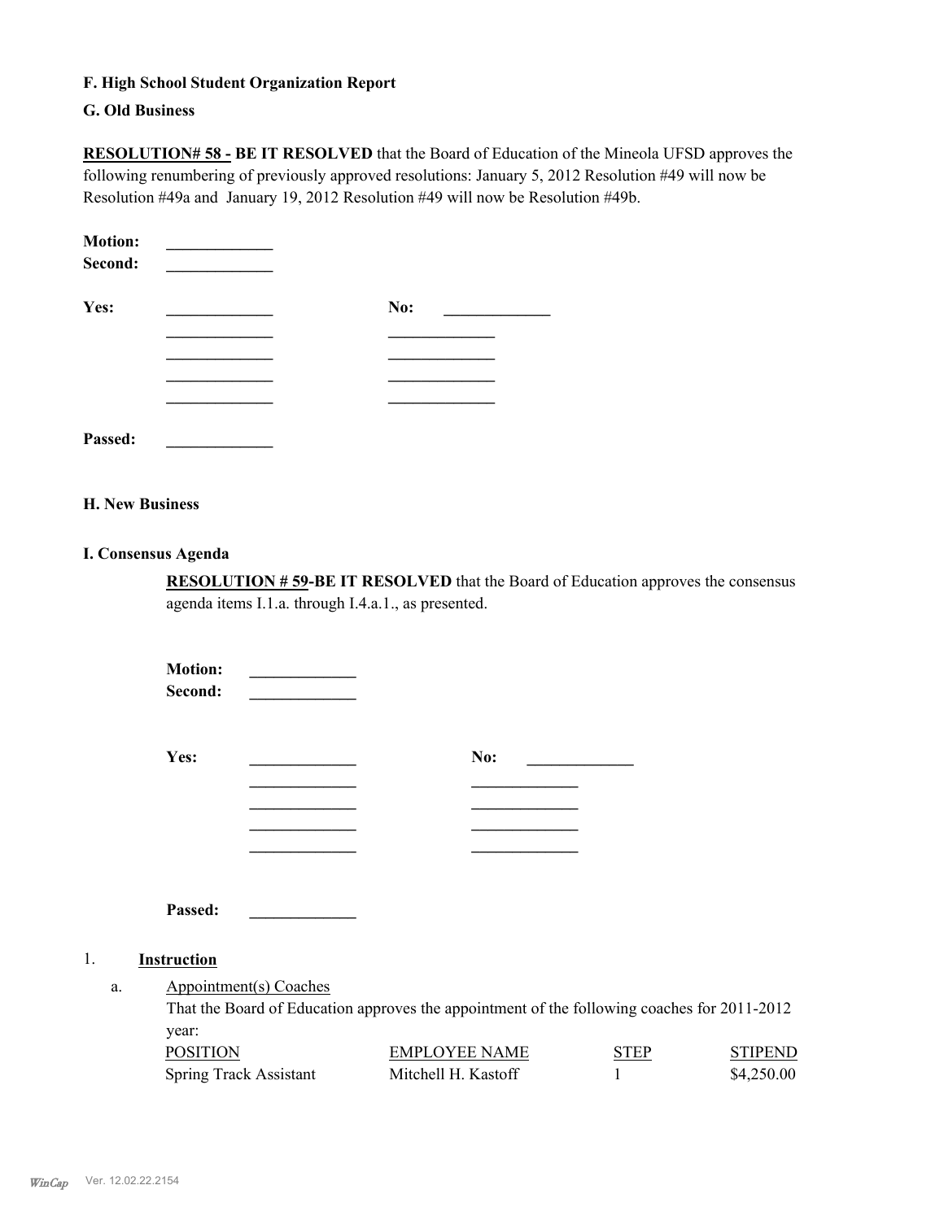**F. High School Student Organization Report**

**G. Old Business**

**RESOLUTION# 58 - BE IT RESOLVED** that the Board of Education of the Mineola UFSD approves the following renumbering of previously approved resolutions: January 5, 2012 Resolution #49 will now be Resolution #49a and January 19, 2012 Resolution #49 will now be Resolution #49b.

**Motion:** _____________
**Second:** _____________

**Yes:** _____________ **No:** _____________
_____________ _____________
_____________ _____________
_____________ _____________
_____________ _____________

**Passed:** _____________

**H. New Business**

**I. Consensus Agenda**

**RESOLUTION # 59-BE IT RESOLVED** that the Board of Education approves the consensus agenda items I.1.a. through I.4.a.1., as presented.

**Motion:** _____________
**Second:** _____________

**Yes:** _____________ **No:** _____________
_____________ _____________
_____________ _____________
_____________ _____________
_____________ _____________

**Passed:** _____________

1. **Instruction**

a. Appointment(s) Coaches

That the Board of Education approves the appointment of the following coaches for 2011-2012 year:

| POSITION | EMPLOYEE NAME | STEP | STIPEND |
|---|---|---|---|
| Spring Track Assistant | Mitchell H. Kastoff | 1 | $4,250.00 |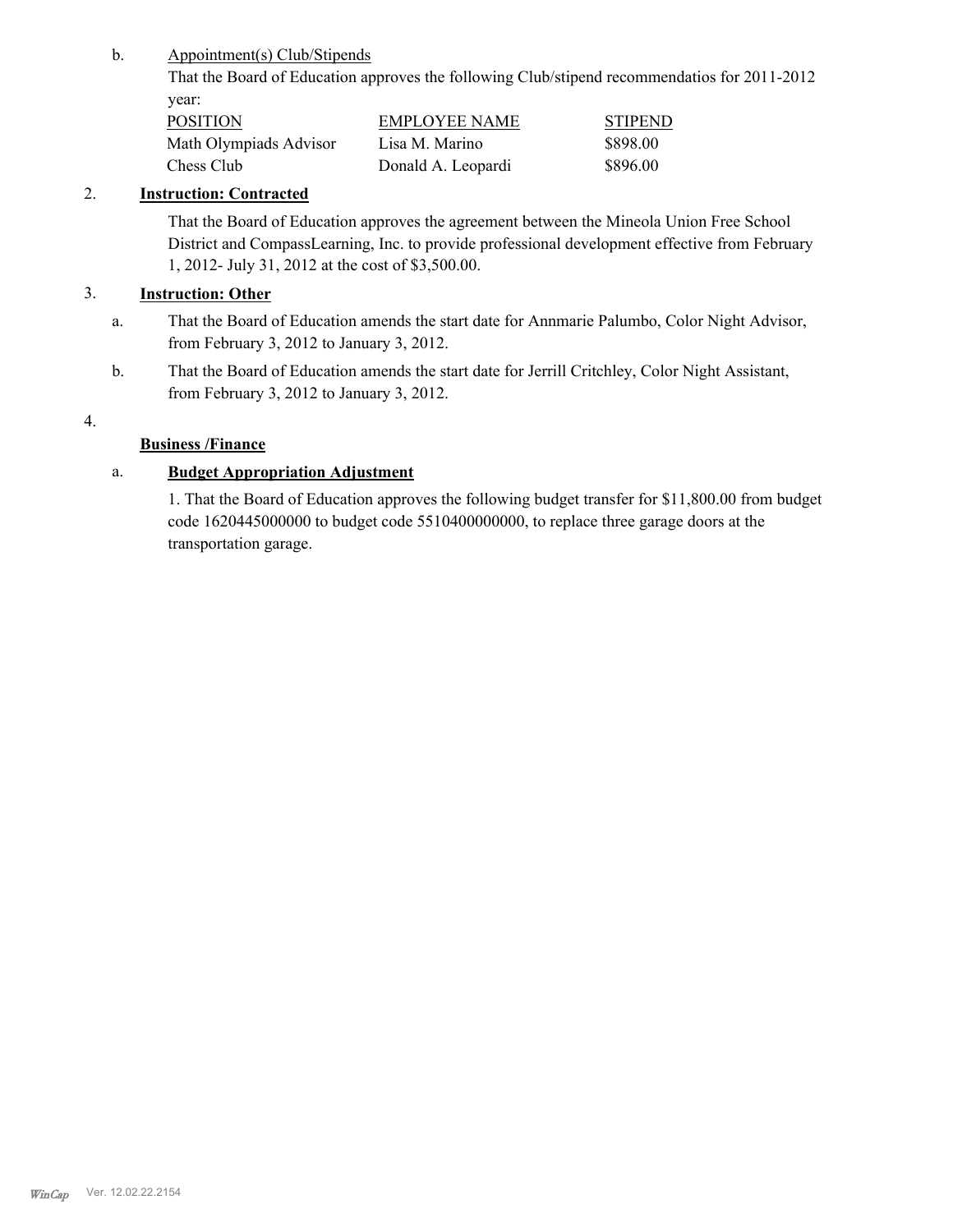b. Appointment(s) Club/Stipends

That the Board of Education approves the following Club/stipend recommendatios for 2011-2012 year:

| POSITION | EMPLOYEE NAME | STIPEND |
| --- | --- | --- |
| Math Olympiads Advisor | Lisa M. Marino | $898.00 |
| Chess Club | Donald A. Leopardi | $896.00 |

2. **Instruction: Contracted**

That the Board of Education approves the agreement between the Mineola Union Free School District and CompassLearning, Inc. to provide professional development effective from February 1, 2012- July 31, 2012 at the cost of $3,500.00.

3. **Instruction: Other**

a. That the Board of Education amends the start date for Annmarie Palumbo, Color Night Advisor, from February 3, 2012 to January 3, 2012.

b. That the Board of Education amends the start date for Jerrill Critchley, Color Night Assistant, from February 3, 2012 to January 3, 2012.

4.

**Business /Finance**

a. **Budget Appropriation Adjustment**

1. That the Board of Education approves the following budget transfer for $11,800.00 from budget code 1620445000000 to budget code 5510400000000, to replace three garage doors at the transportation garage.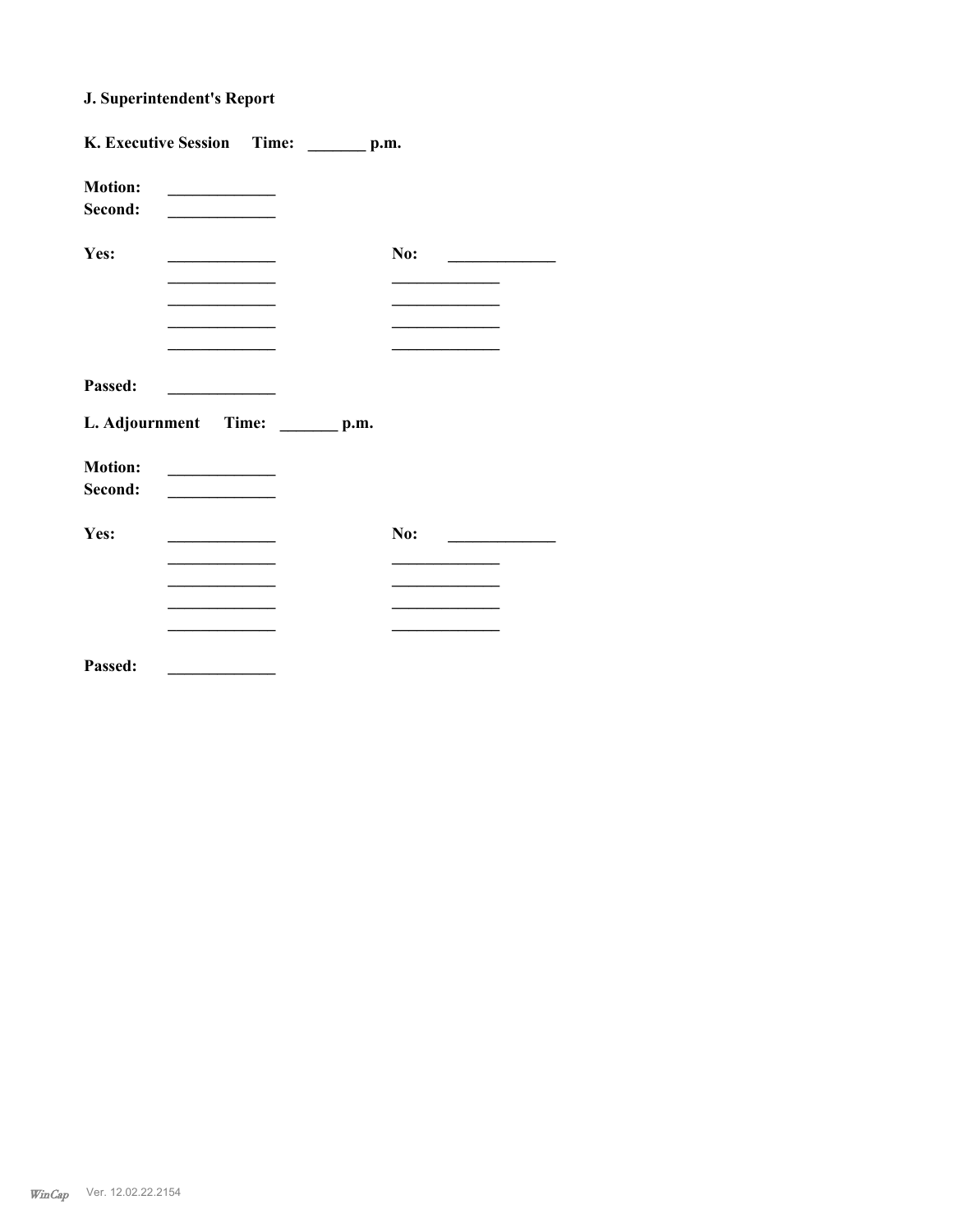**J. Superintendent's Report**

**K. Executive Session Time: _______ p.m.**

**Motion:** _____________
**Second:** _____________

| | | | |
|---|---|---|---|
| **Yes:** | _____________ | **No:** | _____________ |
| | _____________ | | _____________ |
| | _____________ | | _____________ |
| | _____________ | | _____________ |
| | _____________ | | _____________ |

**Passed:** _____________

**L. Adjournment Time: _______ p.m.**

**Motion:** _____________
**Second:** _____________

| | | | |
|---|---|---|---|
| **Yes:** | _____________ | **No:** | _____________ |
| | _____________ | | _____________ |
| | _____________ | | _____________ |
| | _____________ | | _____________ |
| | _____________ | | _____________ |

**Passed:** _____________

*WinCap* Ver. 12.02.22.2154